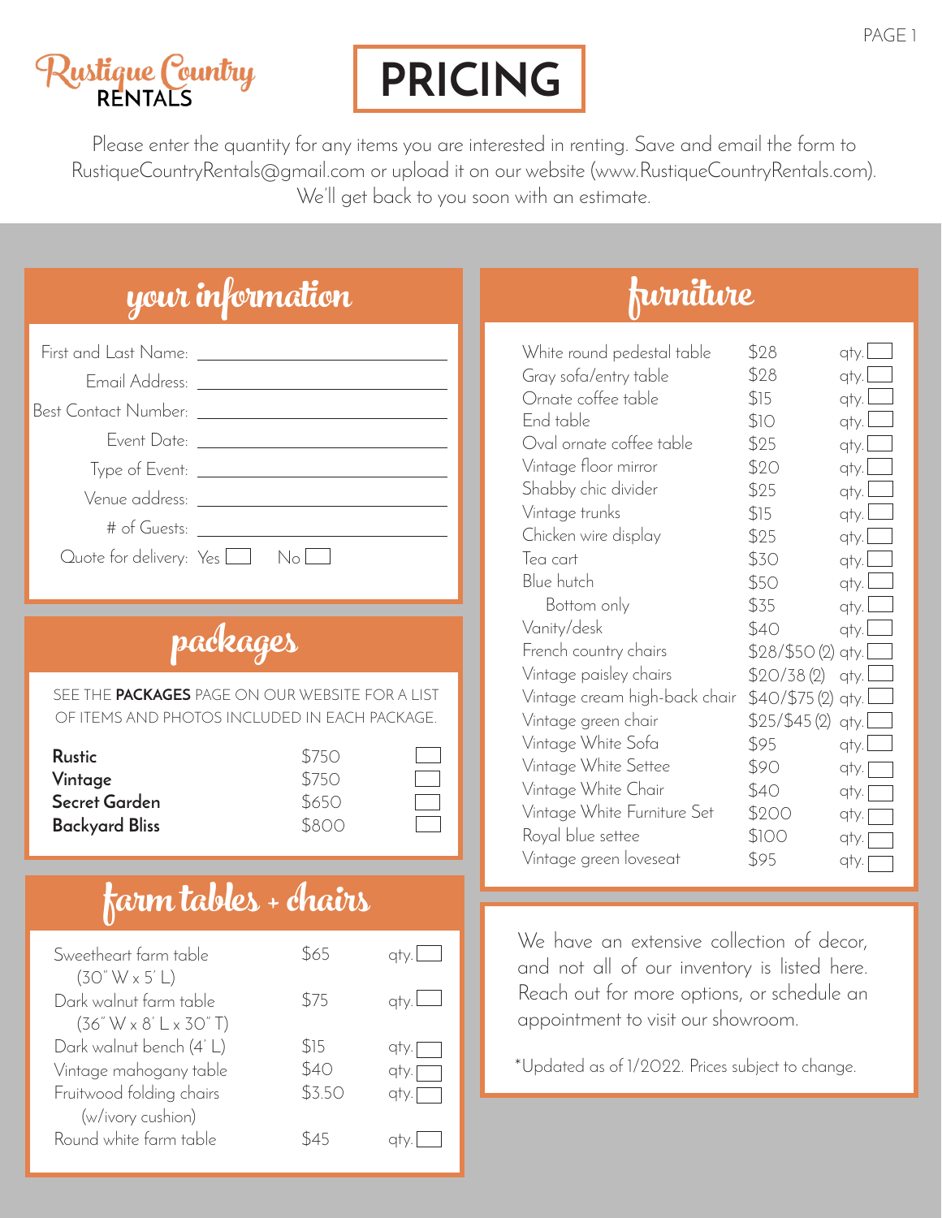Rustique Country RENTALS

# PRICING

Please enter the quantity for any items you are interested in renting. Save and email the form to RustiqueCountryRentals@gmail.com or upload it on our website (www.RustiqueCountryRentals.com). We'll get back to you soon with an estimate.

## your information

First and Last Name: \_\_\_\_\_\_\_\_\_\_\_\_\_\_\_\_

Email Address: \_\_\_\_\_\_\_\_\_\_\_\_\_\_\_\_

Best Contact Number: \_\_\_\_\_\_\_\_\_\_\_\_\_\_\_\_

Event Date: \_\_\_\_\_\_\_\_\_\_\_\_\_\_\_\_

Type of Event: \_\_\_\_\_\_\_\_\_\_\_\_\_\_\_\_

Venue address: \_\_\_\_\_\_\_\_\_\_\_\_\_\_\_\_

# of Guests: \_\_\_\_\_\_\_\_\_\_\_\_\_\_\_\_

Quote for delivery: Yes ☐ No ☐

## packages

SEE THE **PACKAGES** PAGE ON OUR WEBSITE FOR A LIST OF ITEMS AND PHOTOS INCLUDED IN EACH PACKAGE.

| Package | Price | |
|---|---|---|
| **Rustic** | $750 | ☐ |
| **Vintage** | $750 | ☐ |
| **Secret Garden** | $650 | ☐ |
| **Backyard Bliss** | $800 | ☐ |

## farm tables + chairs

| Item | Price | qty. |
|---|---|---|
| Sweetheart farm table (30" W x 5' L) | $65 | qty. ☐ |
| Dark walnut farm table (36" W x 8' L x 30" T) | $75 | qty. ☐ |
| Dark walnut bench (4' L) | $15 | qty. ☐ |
| Vintage mahogany table | $40 | qty. ☐ |
| Fruitwood folding chairs (w/ivory cushion) | $3.50 | qty. ☐ |
| Round white farm table | $45 | qty. ☐ |

## furniture

| Item | Price | qty. |
|---|---|---|
| White round pedestal table | $28 | qty. ☐ |
| Gray sofa/entry table | $28 | qty. ☐ |
| Ornate coffee table | $15 | qty. ☐ |
| End table | $10 | qty. ☐ |
| Oval ornate coffee table | $25 | qty. ☐ |
| Vintage floor mirror | $20 | qty. ☐ |
| Shabby chic divider | $25 | qty. ☐ |
| Vintage trunks | $15 | qty. ☐ |
| Chicken wire display | $25 | qty. ☐ |
| Tea cart | $30 | qty. ☐ |
| Blue hutch | $50 | qty. ☐ |
| Bottom only | $35 | qty. ☐ |
| Vanity/desk | $40 | qty. ☐ |
| French country chairs | $28/$50 (2) | qty. ☐ |
| Vintage paisley chairs | $20/38 (2) | qty. ☐ |
| Vintage cream high-back chair | $40/$75 (2) | qty. ☐ |
| Vintage green chair | $25/$45 (2) | qty. ☐ |
| Vintage White Sofa | $95 | qty. ☐ |
| Vintage White Settee | $90 | qty. ☐ |
| Vintage White Chair | $40 | qty. ☐ |
| Vintage White Furniture Set | $200 | qty. ☐ |
| Royal blue settee | $100 | qty. ☐ |
| Vintage green loveseat | $95 | qty. ☐ |

We have an extensive collection of decor, and not all of our inventory is listed here. Reach out for more options, or schedule an appointment to visit our showroom.

*Updated as of 1/2022. Prices subject to change.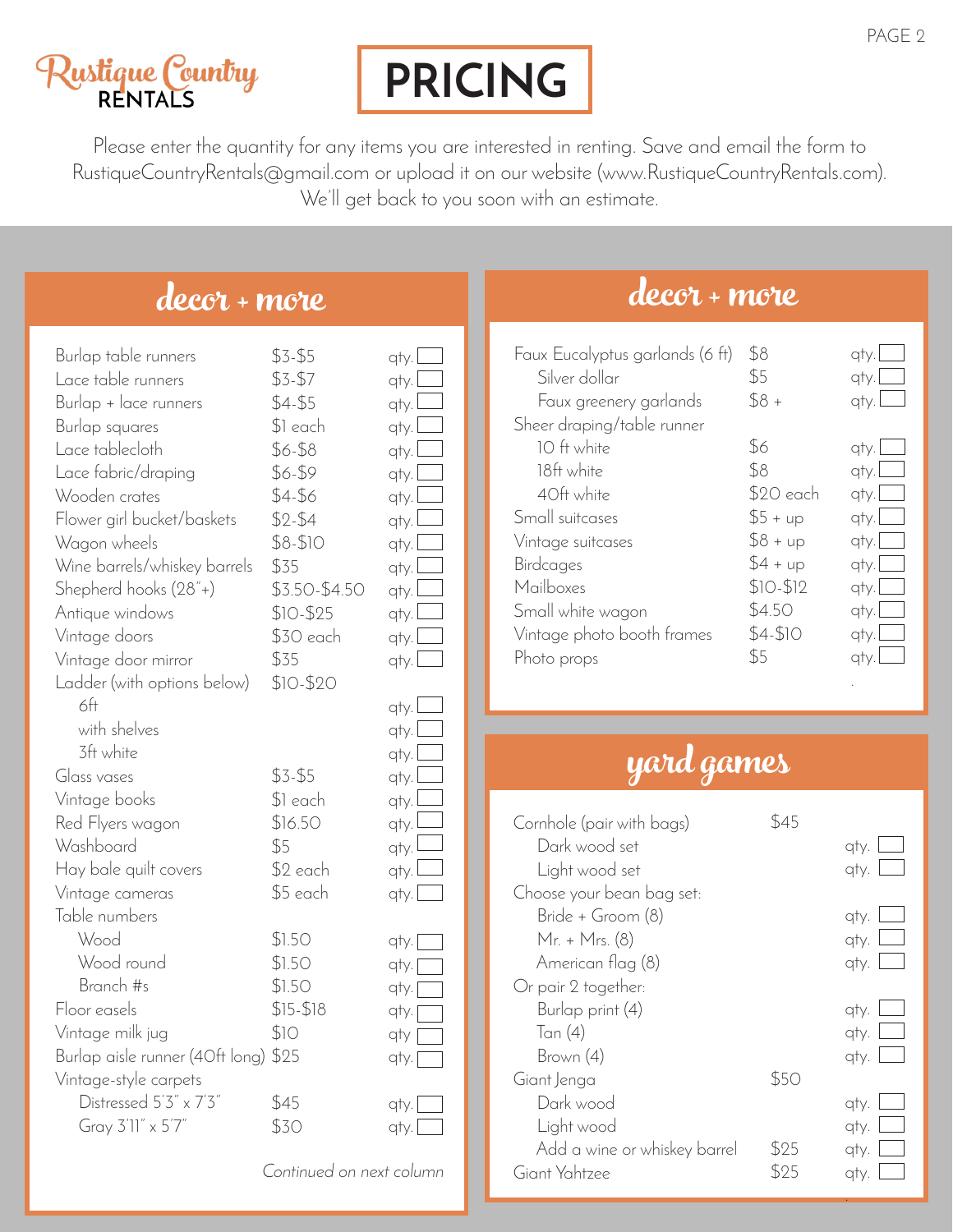# Rustique Country RENTALS

# PRICING

Please enter the quantity for any items you are interested in renting. Save and email the form to RustiqueCountryRentals@gmail.com or upload it on our website (www.RustiqueCountryRentals.com). We'll get back to you soon with an estimate.

## decor + more

| Item | Price | qty. |
|---|---|---|
| Burlap table runners | $3-$5 | qty. |
| Lace table runners | $3-$7 | qty. |
| Burlap + lace runners | $4-$5 | qty. |
| Burlap squares | $1 each | qty. |
| Lace tablecloth | $6-$8 | qty. |
| Lace fabric/draping | $6-$9 | qty. |
| Wooden crates | $4-$6 | qty. |
| Flower girl bucket/baskets | $2-$4 | qty. |
| Wagon wheels | $8-$10 | qty. |
| Wine barrels/whiskey barrels | $35 | qty. |
| Shepherd hooks (28"+) | $3.50-$4.50 | qty. |
| Antique windows | $10-$25 | qty. |
| Vintage doors | $30 each | qty. |
| Vintage door mirror | $35 | qty. |
| Ladder (with options below) | $10-$20 | |
| 6ft | | qty. |
| with shelves | | qty. |
| 3ft white | | qty. |
| Glass vases | $3-$5 | qty. |
| Vintage books | $1 each | qty. |
| Red Flyers wagon | $16.50 | qty. |
| Washboard | $5 | qty. |
| Hay bale quilt covers | $2 each | qty. |
| Vintage cameras | $5 each | qty. |
| Table numbers | | |
| Wood | $1.50 | qty. |
| Wood round | $1.50 | qty. |
| Branch #s | $1.50 | qty. |
| Floor easels | $15-$18 | qty. |
| Vintage milk jug | $10 | qty |
| Burlap aisle runner (40ft long) | $25 | qty. |
| Vintage-style carpets | | |
| Distressed 5'3" x 7'3" | $45 | qty. |
| Gray 3'11" x 5'7" | $30 | qty. |

*Continued on next column*

## decor + more

| Item | Price | qty. |
|---|---|---|
| Faux Eucalyptus garlands (6 ft) | $8 | qty. |
| Silver dollar | $5 | qty. |
| Faux greenery garlands | $8 + | qty. |
| Sheer draping/table runner | | |
| 10 ft white | $6 | qty. |
| 18ft white | $8 | qty. |
| 40ft white | $20 each | qty. |
| Small suitcases | $5 + up | qty. |
| Vintage suitcases | $8 + up | qty. |
| Birdcages | $4 + up | qty. |
| Mailboxes | $10-$12 | qty. |
| Small white wagon | $4.50 | qty. |
| Vintage photo booth frames | $4-$10 | qty. |
| Photo props | $5 | qty. |

## yard games

| Item | Price | qty. |
|---|---|---|
| Cornhole (pair with bags) | $45 | |
| Dark wood set | | qty. |
| Light wood set | | qty. |
| Choose your bean bag set: | | |
| Bride + Groom (8) | | qty. |
| Mr. + Mrs. (8) | | qty. |
| American flag (8) | | qty. |
| Or pair 2 together: | | |
| Burlap print (4) | | qty. |
| Tan (4) | | qty. |
| Brown (4) | | qty. |
| Giant Jenga | $50 | |
| Dark wood | | qty. |
| Light wood | | qty. |
| Add a wine or whiskey barrel | $25 | qty. |
| Giant Yahtzee | $25 | qty. |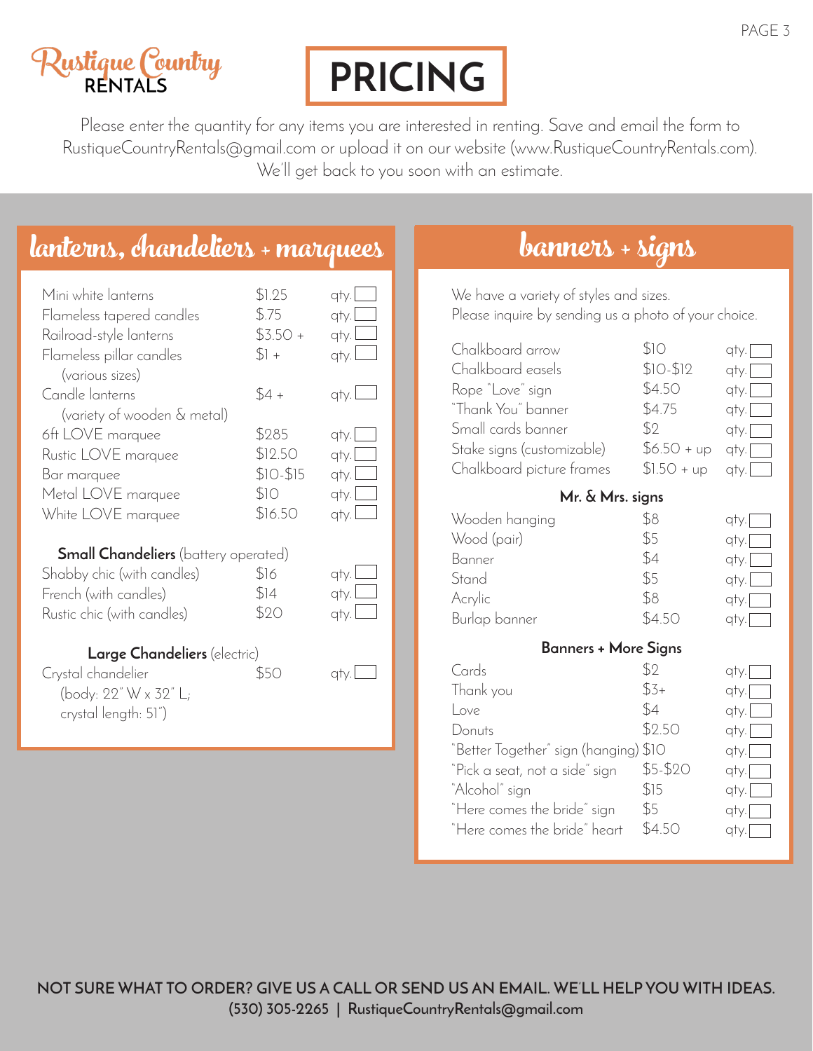Rustique Country RENTALS

# PRICING

Please enter the quantity for any items you are interested in renting. Save and email the form to RustiqueCountryRentals@gmail.com or upload it on our website (www.RustiqueCountryRentals.com). We'll get back to you soon with an estimate.

## lanterns, chandeliers + marquees

| Item | Price | Qty |
| --- | --- | --- |
| Mini white lanterns | $1.25 | qty. |
| Flameless tapered candles | $.75 | qty. |
| Railroad-style lanterns | $3.50 + | qty. |
| Flameless pillar candles (various sizes) | $1 + | qty. |
| Candle lanterns (variety of wooden & metal) | $4 + | qty. |
| 6ft LOVE marquee | $285 | qty. |
| Rustic LOVE marquee | $12.50 | qty. |
| Bar marquee | $10-$15 | qty. |
| Metal LOVE marquee | $10 | qty. |
| White LOVE marquee | $16.50 | qty. |

### **Small Chandeliers** (battery operated)

| Item | Price | Qty |
| --- | --- | --- |
| Shabby chic (with candles) | $16 | qty. |
| French (with candles) | $14 | qty. |
| Rustic chic (with candles) | $20 | qty. |

### **Large Chandeliers** (electric)

| Item | Price | Qty |
| --- | --- | --- |
| Crystal chandelier (body: 22" W x 32" L; crystal length: 51") | $50 | qty. |

## banners + signs

We have a variety of styles and sizes.
Please inquire by sending us a photo of your choice.

| Item | Price | Qty |
| --- | --- | --- |
| Chalkboard arrow | $10 | qty. |
| Chalkboard easels | $10-$12 | qty. |
| Rope "Love" sign | $4.50 | qty. |
| "Thank You" banner | $4.75 | qty. |
| Small cards banner | $2 | qty. |
| Stake signs (customizable) | $6.50 + up | qty. |
| Chalkboard picture frames | $1.50 + up | qty. |

### Mr. & Mrs. signs

| Item | Price | Qty |
| --- | --- | --- |
| Wooden hanging | $8 | qty. |
| Wood (pair) | $5 | qty. |
| Banner | $4 | qty. |
| Stand | $5 | qty. |
| Acrylic | $8 | qty. |
| Burlap banner | $4.50 | qty. |

### Banners + More Signs

| Item | Price | Qty |
| --- | --- | --- |
| Cards | $2 | qty. |
| Thank you | $3+ | qty. |
| Love | $4 | qty. |
| Donuts | $2.50 | qty. |
| "Better Together" sign (hanging) | $10 | qty. |
| "Pick a seat, not a side" sign | $5-$20 | qty. |
| "Alcohol" sign | $15 | qty. |
| "Here comes the bride" sign | $5 | qty. |
| "Here comes the bride" heart | $4.50 | qty. |

**NOT SURE WHAT TO ORDER? GIVE US A CALL OR SEND US AN EMAIL. WE'LL HELP YOU WITH IDEAS.**
**(530) 305-2265 | RustiqueCountryRentals@gmail.com**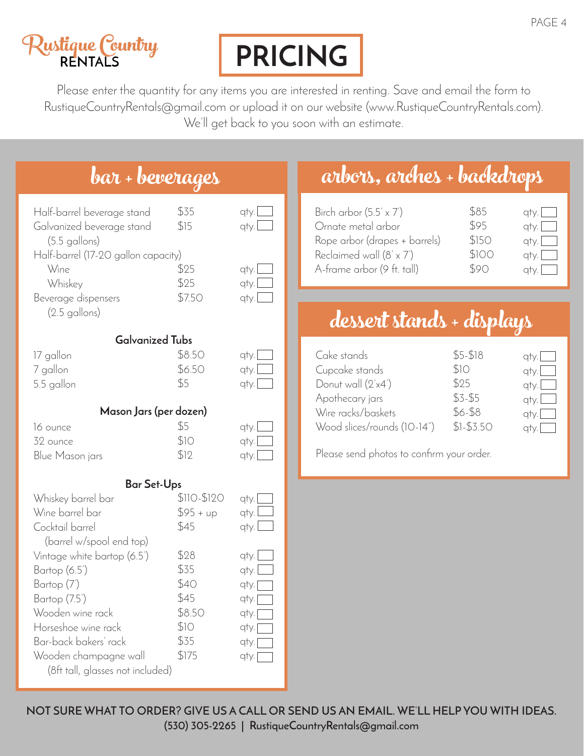Rustique Country RENTALS

# PRICING

Please enter the quantity for any items you are interested in renting. Save and email the form to RustiqueCountryRentals@gmail.com or upload it on our website (www.RustiqueCountryRentals.com). We'll get back to you soon with an estimate.

## bar + beverages

| | | |
|---|---|---|
| Half-barrel beverage stand | $35 | qty. |
| Galvanized beverage stand (5.5 gallons) | $15 | qty. |
| Half-barrel (17-20 gallon capacity) | | |
| Wine | $25 | qty. |
| Whiskey | $25 | qty. |
| Beverage dispensers (2.5 gallons) | $7.50 | qty. |

### Galvanized Tubs

| | | |
|---|---|---|
| 17 gallon | $8.50 | qty. |
| 7 gallon | $6.50 | qty. |
| 5.5 gallon | $5 | qty. |

### Mason Jars (per dozen)

| | | |
|---|---|---|
| 16 ounce | $5 | qty. |
| 32 ounce | $10 | qty. |
| Blue Mason jars | $12 | qty. |

### Bar Set-Ups

| | | |
|---|---|---|
| Whiskey barrel bar | $110-$120 | qty. |
| Wine barrel bar | $95 + up | qty. |
| Cocktail barrel (barrel w/spool end top) | $45 | qty. |
| Vintage white bartop (6.5') | $28 | qty. |
| Bartop (6.5') | $35 | qty. |
| Bartop (7') | $40 | qty. |
| Bartop (7.5') | $45 | qty. |
| Wooden wine rack | $8.50 | qty. |
| Horseshoe wine rack | $10 | qty. |
| Bar-back bakers' rack | $35 | qty. |
| Wooden champagne wall (8ft tall, glasses not included) | $175 | qty. |

## arbors, arches + backdrops

| | | |
|---|---|---|
| Birch arbor (5.5' x 7') | $85 | qty. |
| Ornate metal arbor | $95 | qty. |
| Rope arbor (drapes + barrels) | $150 | qty. |
| Reclaimed wall (8' x 7') | $100 | qty. |
| A-frame arbor (9 ft. tall) | $90 | qty. |

## dessert stands + displays

| | | |
|---|---|---|
| Cake stands | $5-$18 | qty. |
| Cupcake stands | $10 | qty. |
| Donut wall (2'x4') | $25 | qty. |
| Apothecary jars | $3-$5 | qty. |
| Wire racks/baskets | $6-$8 | qty. |
| Wood slices/rounds (10-14") | $1-$3.50 | qty. |

Please send photos to confirm your order.

**NOT SURE WHAT TO ORDER? GIVE US A CALL OR SEND US AN EMAIL. WE'LL HELP YOU WITH IDEAS.**
**(530) 305-2265 | RustiqueCountryRentals@gmail.com**